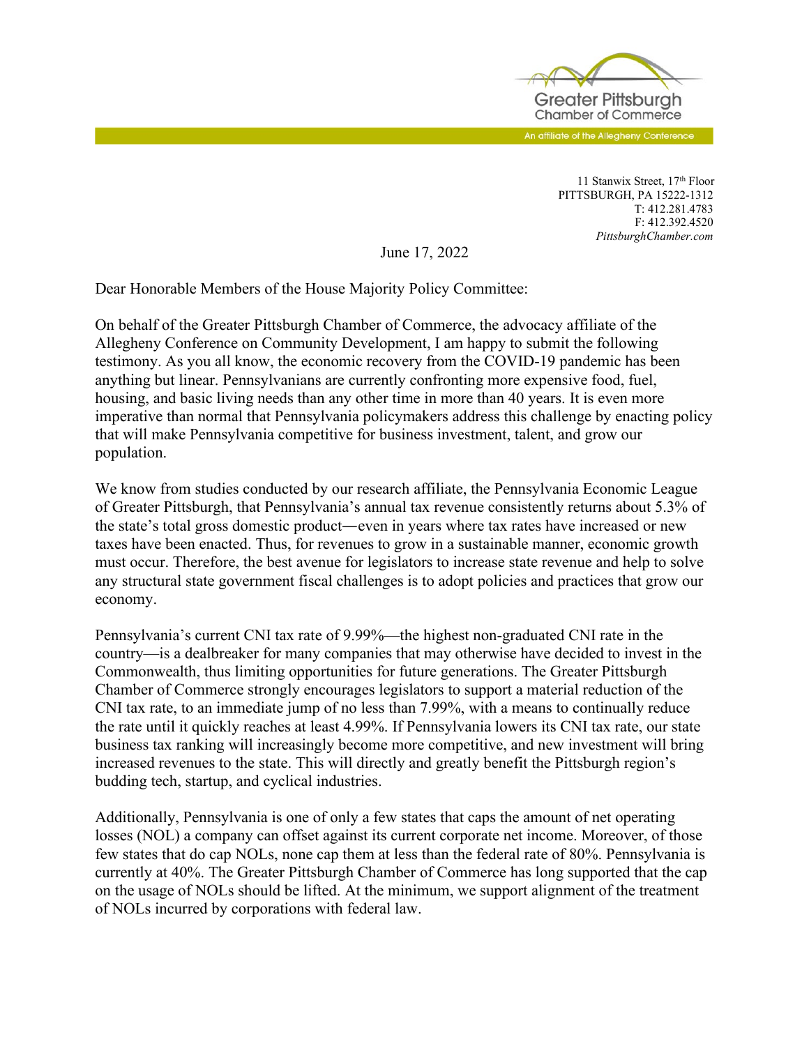Greater Pittsburgh Chamber of Commerce

An affiliate of the Allegheny Conference

11 Stanwix Street, 17th Floor
PITTSBURGH, PA 15222-1312
T: 412.281.4783
F: 412.392.4520
*PittsburghChamber.com*

June 17, 2022

Dear Honorable Members of the House Majority Policy Committee:

On behalf of the Greater Pittsburgh Chamber of Commerce, the advocacy affiliate of the Allegheny Conference on Community Development, I am happy to submit the following testimony. As you all know, the economic recovery from the COVID-19 pandemic has been anything but linear. Pennsylvanians are currently confronting more expensive food, fuel, housing, and basic living needs than any other time in more than 40 years. It is even more imperative than normal that Pennsylvania policymakers address this challenge by enacting policy that will make Pennsylvania competitive for business investment, talent, and grow our population.

We know from studies conducted by our research affiliate, the Pennsylvania Economic League of Greater Pittsburgh, that Pennsylvania's annual tax revenue consistently returns about 5.3% of the state's total gross domestic product—even in years where tax rates have increased or new taxes have been enacted. Thus, for revenues to grow in a sustainable manner, economic growth must occur. Therefore, the best avenue for legislators to increase state revenue and help to solve any structural state government fiscal challenges is to adopt policies and practices that grow our economy.

Pennsylvania's current CNI tax rate of 9.99%—the highest non-graduated CNI rate in the country—is a dealbreaker for many companies that may otherwise have decided to invest in the Commonwealth, thus limiting opportunities for future generations. The Greater Pittsburgh Chamber of Commerce strongly encourages legislators to support a material reduction of the CNI tax rate, to an immediate jump of no less than 7.99%, with a means to continually reduce the rate until it quickly reaches at least 4.99%. If Pennsylvania lowers its CNI tax rate, our state business tax ranking will increasingly become more competitive, and new investment will bring increased revenues to the state. This will directly and greatly benefit the Pittsburgh region's budding tech, startup, and cyclical industries.

Additionally, Pennsylvania is one of only a few states that caps the amount of net operating losses (NOL) a company can offset against its current corporate net income. Moreover, of those few states that do cap NOLs, none cap them at less than the federal rate of 80%. Pennsylvania is currently at 40%. The Greater Pittsburgh Chamber of Commerce has long supported that the cap on the usage of NOLs should be lifted. At the minimum, we support alignment of the treatment of NOLs incurred by corporations with federal law.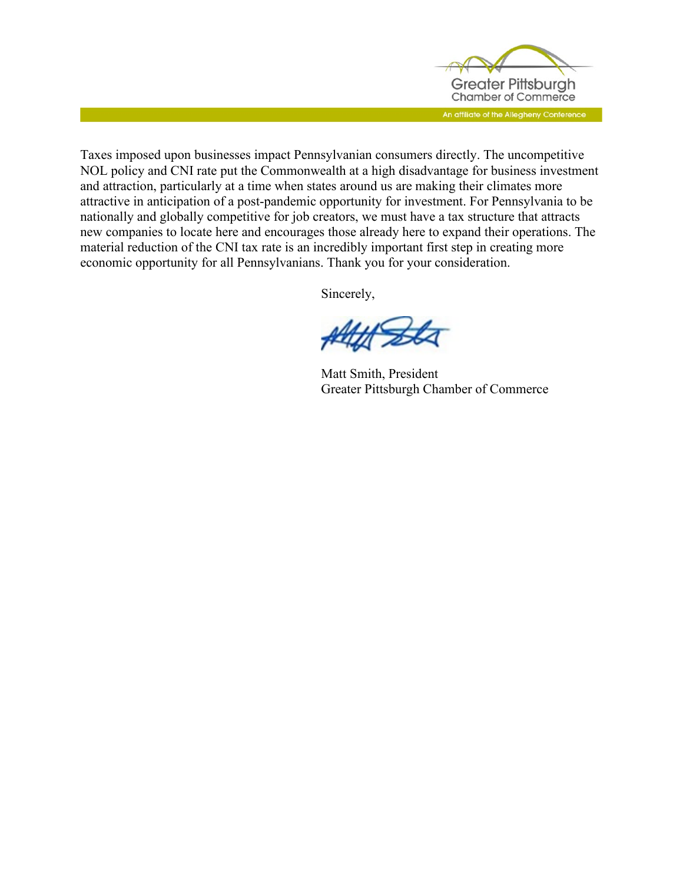Taxes imposed upon businesses impact Pennsylvanian consumers directly. The uncompetitive NOL policy and CNI rate put the Commonwealth at a high disadvantage for business investment and attraction, particularly at a time when states around us are making their climates more attractive in anticipation of a post-pandemic opportunity for investment. For Pennsylvania to be nationally and globally competitive for job creators, we must have a tax structure that attracts new companies to locate here and encourages those already here to expand their operations. The material reduction of the CNI tax rate is an incredibly important first step in creating more economic opportunity for all Pennsylvanians. Thank you for your consideration.

Sincerely,

Matt Smith, President
Greater Pittsburgh Chamber of Commerce